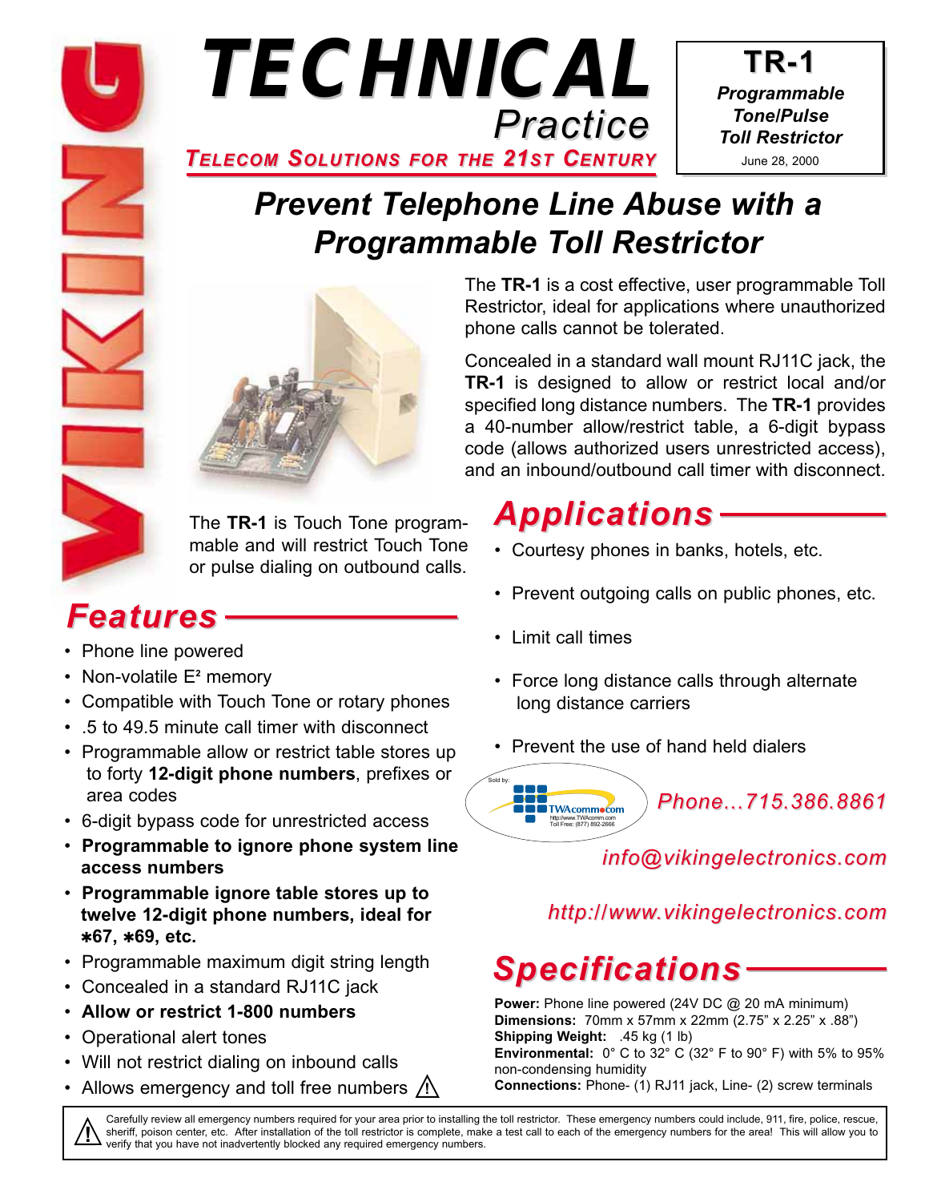# TECHNICAL Practice

*TELECOM SOLUTIONS FOR THE 21ST CENTURY*

**TR-1**
***Programmable Tone/Pulse Toll Restrictor***
June 28, 2000

## *Prevent Telephone Line Abuse with a Programmable Toll Restrictor*

The **TR-1** is a cost effective, user programmable Toll Restrictor, ideal for applications where unauthorized phone calls cannot be tolerated.

Concealed in a standard wall mount RJ11C jack, the **TR-1** is designed to allow or restrict local and/or specified long distance numbers. The **TR-1** provides a 40-number allow/restrict table, a 6-digit bypass code (allows authorized users unrestricted access), and an inbound/outbound call timer with disconnect.

The **TR-1** is Touch Tone programmable and will restrict Touch Tone or pulse dialing on outbound calls.

## Features

- Phone line powered
- Non-volatile E² memory
- Compatible with Touch Tone or rotary phones
- .5 to 49.5 minute call timer with disconnect
- Programmable allow or restrict table stores up to forty **12-digit phone numbers**, prefixes or area codes
- 6-digit bypass code for unrestricted access
- **Programmable to ignore phone system line access numbers**
- **Programmable ignore table stores up to twelve 12-digit phone numbers, ideal for ∗67, ∗69, etc.**
- Programmable maximum digit string length
- Concealed in a standard RJ11C jack
- **Allow or restrict 1-800 numbers**
- Operational alert tones
- Will not restrict dialing on inbound calls
- Allows emergency and toll free numbers ⚠

## Applications

- Courtesy phones in banks, hotels, etc.
- Prevent outgoing calls on public phones, etc.
- Limit call times
- Force long distance calls through alternate long distance carriers
- Prevent the use of hand held dialers

Sold by: TWAcomm.com http://www.TWAcomm.com Toll Free: (877) 892-2666

*Phone...715.386.8861*

*info@vikingelectronics.com*

*http://www.vikingelectronics.com*

## Specifications

**Power:** Phone line powered (24V DC @ 20 mA minimum)
**Dimensions:** 70mm x 57mm x 22mm (2.75" x 2.25" x .88")
**Shipping Weight:** .45 kg (1 lb)
**Environmental:** 0° C to 32° C (32° F to 90° F) with 5% to 95% non-condensing humidity
**Connections:** Phone- (1) RJ11 jack, Line- (2) screw terminals

⚠ Carefully review all emergency numbers required for your area prior to installing the toll restrictor. These emergency numbers could include, 911, fire, police, rescue, sheriff, poison center, etc. After installation of the toll restrictor is complete, make a test call to each of the emergency numbers for the area! This will allow you to verify that you have not inadvertently blocked any required emergency numbers.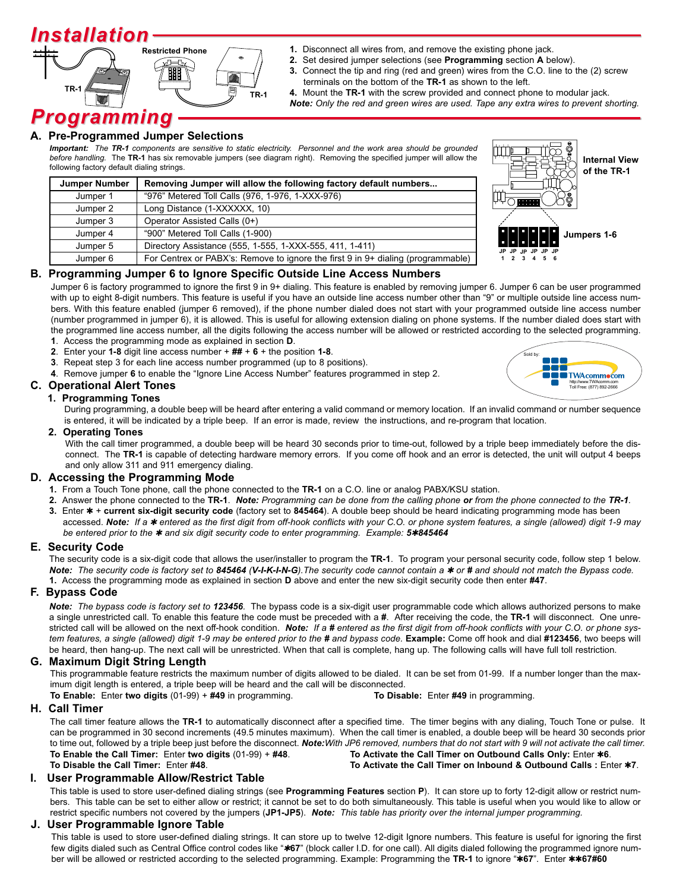# Installation

Restricted Phone

TR-1

TR-1

1. Disconnect all wires from, and remove the existing phone jack.
2. Set desired jumper selections (see **Programming** section **A** below).
3. Connect the tip and ring (red and green) wires from the C.O. line to the (2) screw terminals on the bottom of the **TR-1** as shown to the left.
4. Mount the **TR-1** with the screw provided and connect phone to modular jack.

***Note:*** *Only the red and green wires are used. Tape any extra wires to prevent shorting.*

# Programming

## A. Pre-Programmed Jumper Selections

***Important:*** *The **TR-1** components are sensitive to static electricity. Personnel and the work area should be grounded before handling.* The **TR-1** has six removable jumpers (see diagram right). Removing the specified jumper will allow the following factory default dialing strings.

| Jumper Number | Removing Jumper will allow the following factory default numbers... |
|---|---|
| Jumper 1 | "976" Metered Toll Calls (976, 1-976, 1-XXX-976) |
| Jumper 2 | Long Distance (1-XXXXXX, 10) |
| Jumper 3 | Operator Assisted Calls (0+) |
| Jumper 4 | "900" Metered Toll Calls (1-900) |
| Jumper 5 | Directory Assistance (555, 1-555, 1-XXX-555, 411, 1-411) |
| Jumper 6 | For Centrex or PABX's: Remove to ignore the first 9 in 9+ dialing (programmable) |

Internal View of the TR-1

Jumpers 1-6

JP 1 JP 2 JP 3 JP 4 JP 5 JP 6

## B. Programming Jumper 6 to Ignore Specific Outside Line Access Numbers

Jumper 6 is factory programmed to ignore the first 9 in 9+ dialing. This feature is enabled by removing jumper 6. Jumper 6 can be user programmed with up to eight 8-digit numbers. This feature is useful if you have an outside line access number other than "9" or multiple outside line access numbers. With this feature enabled (jumper 6 removed), if the phone number dialed does not start with your programmed outside line access number (number programmed in jumper 6), it is allowed. This is useful for allowing extension dialing on phone systems. If the number dialed does start with the programmed line access number, all the digits following the access number will be allowed or restricted according to the selected programming.

1. Access the programming mode as explained in section **D**.
2. Enter your **1-8** digit line access number + **##** + **6** + the position **1-8**.
3. Repeat step 3 for each line access number programmed (up to 8 positions).
4. Remove jumper **6** to enable the "Ignore Line Access Number" features programmed in step 2.

Sold by: TWAcomm.com http://www.TWAcomm.com Toll Free: (877) 892-2666

## C. Operational Alert Tones

### 1. Programming Tones

During programming, a double beep will be heard after entering a valid command or memory location. If an invalid command or number sequence is entered, it will be indicated by a triple beep. If an error is made, review the instructions, and re-program that location.

### 2. Operating Tones

With the call timer programmed, a double beep will be heard 30 seconds prior to time-out, followed by a triple beep immediately before the disconnect. The **TR-1** is capable of detecting hardware memory errors. If you come off hook and an error is detected, the unit will output 4 beeps and only allow 311 and 911 emergency dialing.

## D. Accessing the Programming Mode

1. From a Touch Tone phone, call the phone connected to the **TR-1** on a C.O. line or analog PABX/KSU station.
2. Answer the phone connected to the **TR-1**. ***Note:*** *Programming can be done from the calling phone **or** from the phone connected to the **TR-1**.*
3. Enter **✱** + **current six-digit security code** (factory set to **845464**). A double beep should be heard indicating programming mode has been accessed. ***Note:*** *If a **✱** entered as the first digit from off-hook conflicts with your C.O. or phone system features, a single (allowed) digit 1-9 may be entered prior to the **✱** and six digit security code to enter programming. Example: **5✱845464***

## E. Security Code

The security code is a six-digit code that allows the user/installer to program the **TR-1**. To program your personal security code, follow step 1 below. ***Note:*** *The security code is factory set to **845464** (**V-I-K-I-N-G**).The security code cannot contain a **✱** or **#** and should not match the Bypass code.*

1. Access the programming mode as explained in section **D** above and enter the new six-digit security code then enter **#47**.

## F. Bypass Code

***Note:*** *The bypass code is factory set to **123456**.* The bypass code is a six-digit user programmable code which allows authorized persons to make a single unrestricted call. To enable this feature the code must be preceded with a **#**. After receiving the code, the **TR-1** will disconnect. One unrestricted call will be allowed on the next off-hook condition. ***Note:*** *If a **#** entered as the first digit from off-hook conflicts with your C.O. or phone system features, a single (allowed) digit 1-9 may be entered prior to the **#** and bypass code.* **Example:** Come off hook and dial **#123456**, two beeps will be heard, then hang-up. The next call will be unrestricted. When that call is complete, hang up. The following calls will have full toll restriction.

## G. Maximum Digit String Length

This programmable feature restricts the maximum number of digits allowed to be dialed. It can be set from 01-99. If a number longer than the maximum digit length is entered, a triple beep will be heard and the call will be disconnected.

**To Enable:** Enter **two digits** (01-99) + **#49** in programming.

**To Disable:** Enter **#49** in programming.

## H. Call Timer

The call timer feature allows the **TR-1** to automatically disconnect after a specified time. The timer begins with any dialing, Touch Tone or pulse. It can be programmed in 30 second increments (49.5 minutes maximum). When the call timer is enabled, a double beep will be heard 30 seconds prior to time out, followed by a triple beep just before the disconnect. ***Note:****With JP6 removed, numbers that do not start with 9 will not activate the call timer.*

**To Enable the Call Timer:** Enter **two digits** (01-99) + **#48**.

**To Disable the Call Timer:** Enter **#48**.

**To Activate the Call Timer on Outbound Calls Only:** Enter **✱6**.

**To Activate the Call Timer on Inbound & Outbound Calls :** Enter **✱7**.

## I. User Programmable Allow/Restrict Table

This table is used to store user-defined dialing strings (see **Programming Features** section **P**). It can store up to forty 12-digit allow or restrict numbers. This table can be set to either allow or restrict; it cannot be set to do both simultaneously. This table is useful when you would like to allow or restrict specific numbers not covered by the jumpers (**JP1-JP5**). ***Note:*** *This table has priority over the internal jumper programming.*

## J. User Programmable Ignore Table

This table is used to store user-defined dialing strings. It can store up to twelve 12-digit Ignore numbers. This feature is useful for ignoring the first few digits dialed such as Central Office control codes like "**✱67**" (block caller I.D. for one call). All digits dialed following the programmed ignore number will be allowed or restricted according to the selected programming. Example: Programming the **TR-1** to ignore "**✱67**". Enter **✱✱67#60**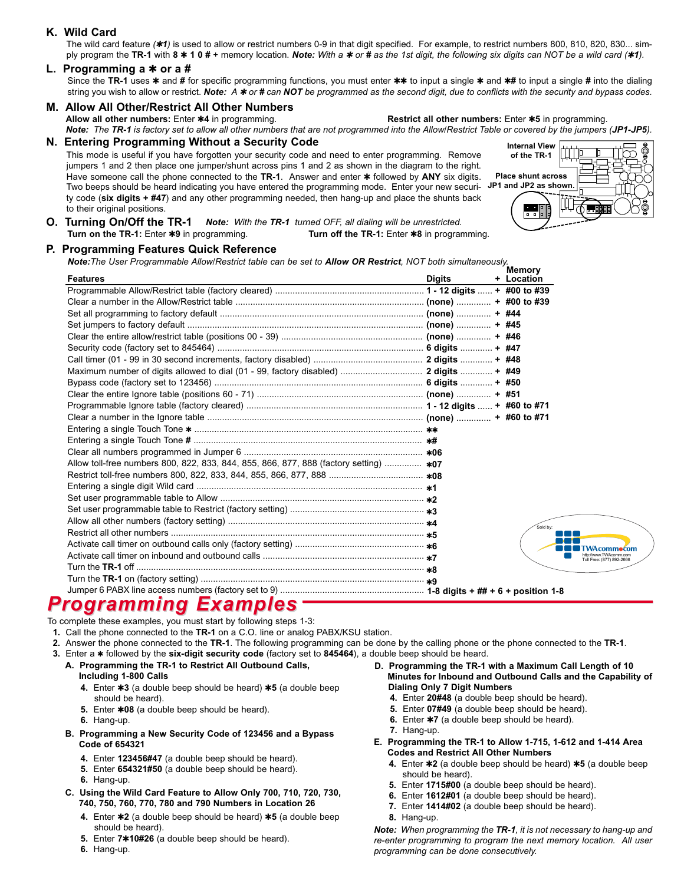## K. Wild Card

The wild card feature (✱1) is used to allow or restrict numbers 0-9 in that digit specified. For example, to restrict numbers 800, 810, 820, 830... simply program the **TR-1** with **8 ✱ 1 0 #** + memory location. ***Note:*** *With a* ✱ *or* **#** *as the 1st digit, the following six digits can NOT be a wild card (*✱*1).*

## L. Programming a ✱ or a #

Since the **TR-1** uses ✱ and **#** for specific programming functions, you must enter **✱✱** to input a single ✱ and **✱#** to input a single **#** into the dialing string you wish to allow or restrict. ***Note:*** *A* ✱ *or* **#** *can* ***NOT*** *be programmed as the second digit, due to conflicts with the security and bypass codes.*

## M. Allow All Other/Restrict All Other Numbers

**Allow all other numbers:** Enter ✱4 in programming. **Restrict all other numbers:** Enter ✱5 in programming.

***Note:*** *The* ***TR-1*** *is factory set to allow all other numbers that are not programmed into the Allow/Restrict Table or covered by the jumpers (****JP1-JP5****).*

## N. Entering Programming Without a Security Code

This mode is useful if you have forgotten your security code and need to enter programming. Remove jumpers 1 and 2 then place one jumper/shunt across pins 1 and 2 as shown in the diagram to the right. Have someone call the phone connected to the **TR-1**. Answer and enter ✱ followed by **ANY** six digits. Two beeps should be heard indicating you have entered the programming mode. Enter your new security code (**six digits + #47**) and any other programming needed, then hang-up and place the shunts back to their original positions.

Internal View of the TR-1

Place shunt across JP1 and JP2 as shown.

## O. Turning On/Off the TR-1

***Note:*** *With the* ***TR-1*** *turned OFF, all dialing will be unrestricted.*

**Turn on the TR-1:** Enter ✱9 in programming. **Turn off the TR-1:** Enter ✱8 in programming.

## P. Programming Features Quick Reference

***Note:*** *The User Programmable Allow/Restrict table can be set to* ***Allow OR Restrict****, NOT both simultaneously.*

| Features | Digits | + Memory Location |
|---|---|---|
| Programmable Allow/Restrict table (factory cleared) | 1 - 12 digits | + #00 to #39 |
| Clear a number in the Allow/Restrict table | (none) | + #00 to #39 |
| Set all programming to factory default | (none) | + #44 |
| Set jumpers to factory default | (none) | + #45 |
| Clear the entire allow/restrict table (positions 00 - 39) | (none) | + #46 |
| Security code (factory set to 845464) | 6 digits | + #47 |
| Call timer (01 - 99 in 30 second increments, factory disabled) | 2 digits | + #48 |
| Maximum number of digits allowed to dial (01 - 99, factory disabled) | 2 digits | + #49 |
| Bypass code (factory set to 123456) | 6 digits | + #50 |
| Clear the entire Ignore table (positions 60 - 71) | (none) | + #51 |
| Programmable Ignore table (factory cleared) | 1 - 12 digits | + #60 to #71 |
| Clear a number in the Ignore table | (none) | + #60 to #71 |
| Entering a single Touch Tone ✱ | ✱✱ | |
| Entering a single Touch Tone # | ✱# | |
| Clear all numbers programmed in Jumper 6 | ✱06 | |
| Allow toll-free numbers 800, 822, 833, 844, 855, 866, 877, 888 (factory setting) | ✱07 | |
| Restrict toll-free numbers 800, 822, 833, 844, 855, 866, 877, 888 | ✱08 | |
| Entering a single digit Wild card | ✱1 | |
| Set user programmable table to Allow | ✱2 | |
| Set user programmable table to Restrict (factory setting) | ✱3 | |
| Allow all other numbers (factory setting) | ✱4 | |
| Restrict all other numbers | ✱5 | |
| Activate call timer on outbound calls only (factory setting) | ✱6 | |
| Activate call timer on inbound and outbound calls | ✱7 | |
| Turn the **TR-1** off | ✱8 | |
| Turn the **TR-1** on (factory setting) | ✱9 | |
| Jumper 6 PABX line access numbers (factory set to 9) | 1-8 digits + ## + 6 + position 1-8 | |

Sold by: TWAcomm.com http://www.TWAcomm.com Toll Free: (877) 892-2666

# Programming Examples

To complete these examples, you must start by following steps 1-3:

1. Call the phone connected to the **TR-1** on a C.O. line or analog PABX/KSU station.
2. Answer the phone connected to the **TR-1**. The following programming can be done by the calling phone or the phone connected to the **TR-1**.
3. Enter a ✱ followed by the **six-digit security code** (factory set to **845464**), a double beep should be heard.

**A. Programming the TR-1 to Restrict All Outbound Calls, Including 1-800 Calls**

4. Enter **✱3** (a double beep should be heard) **✱5** (a double beep should be heard).
5. Enter **✱08** (a double beep should be heard).
6. Hang-up.

**B. Programming a New Security Code of 123456 and a Bypass Code of 654321**

4. Enter **123456#47** (a double beep should be heard).
5. Enter **654321#50** (a double beep should be heard).
6. Hang-up.

**C. Using the Wild Card Feature to Allow Only 700, 710, 720, 730, 740, 750, 760, 770, 780 and 790 Numbers in Location 26**

4. Enter **✱2** (a double beep should be heard) **✱5** (a double beep should be heard).
5. Enter **7✱10#26** (a double beep should be heard).
6. Hang-up.

**D. Programming the TR-1 with a Maximum Call Length of 10 Minutes for Inbound and Outbound Calls and the Capability of Dialing Only 7 Digit Numbers**

4. Enter **20#48** (a double beep should be heard).
5. Enter **07#49** (a double beep should be heard).
6. Enter **✱7** (a double beep should be heard).
7. Hang-up.

**E. Programming the TR-1 to Allow 1-715, 1-612 and 1-414 Area Codes and Restrict All Other Numbers**

4. Enter **✱2** (a double beep should be heard) **✱5** (a double beep should be heard).
5. Enter **1715#00** (a double beep should be heard).
6. Enter **1612#01** (a double beep should be heard).
7. Enter **1414#02** (a double beep should be heard).
8. Hang-up.

***Note:*** *When programming the* ***TR-1****, it is not necessary to hang-up and re-enter programming to program the next memory location. All user programming can be done consecutively.*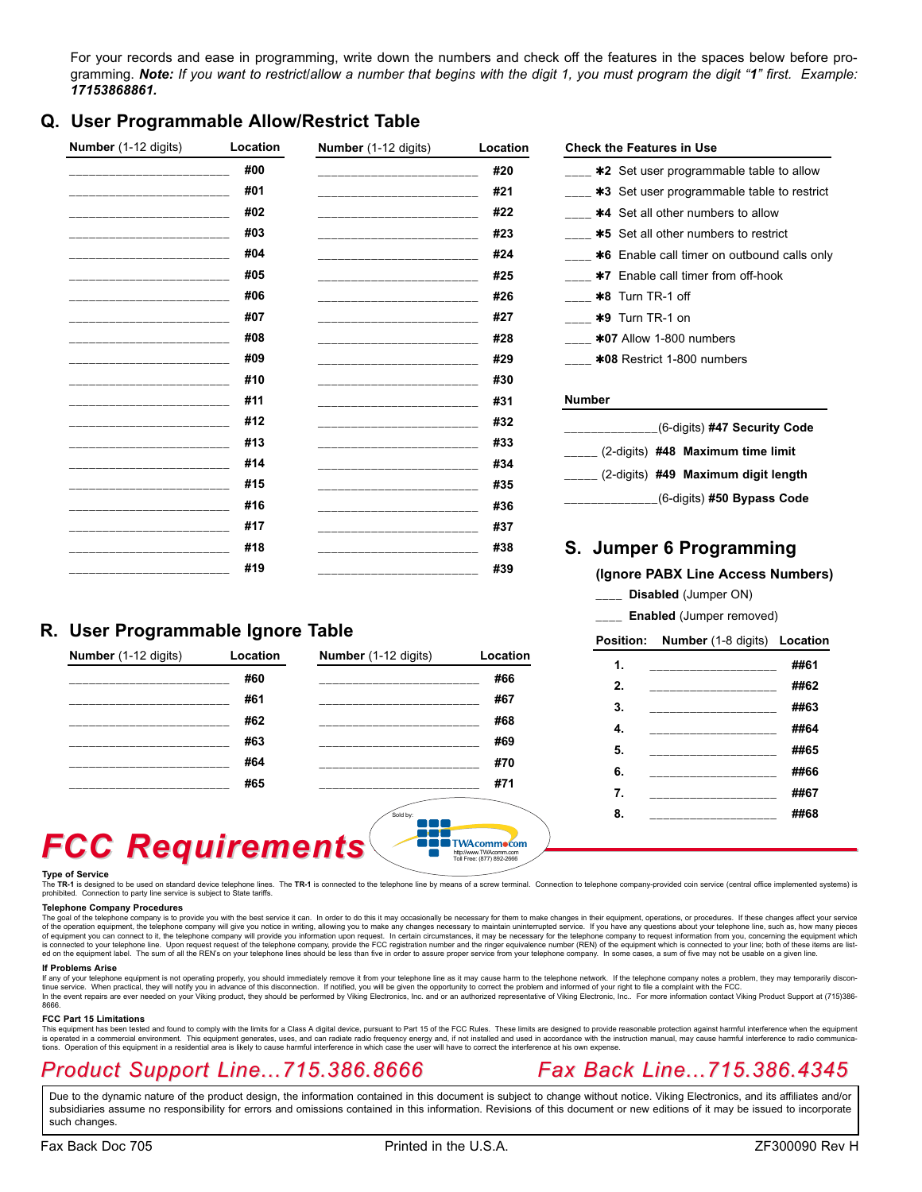For your records and ease in programming, write down the numbers and check off the features in the spaces below before programming. ***Note:*** *If you want to restrict/allow a number that begins with the digit 1, you must program the digit "**1**" first. Example:* ***17153868861.***

## Q. User Programmable Allow/Restrict Table

| Number (1-12 digits) | Location | Number (1-12 digits) | Location |
|---|---|---|---|
| ______________________ | #00 | ______________________ | #20 |
| ______________________ | #01 | ______________________ | #21 |
| ______________________ | #02 | ______________________ | #22 |
| ______________________ | #03 | ______________________ | #23 |
| ______________________ | #04 | ______________________ | #24 |
| ______________________ | #05 | ______________________ | #25 |
| ______________________ | #06 | ______________________ | #26 |
| ______________________ | #07 | ______________________ | #27 |
| ______________________ | #08 | ______________________ | #28 |
| ______________________ | #09 | ______________________ | #29 |
| ______________________ | #10 | ______________________ | #30 |
| ______________________ | #11 | ______________________ | #31 |
| ______________________ | #12 | ______________________ | #32 |
| ______________________ | #13 | ______________________ | #33 |
| ______________________ | #14 | ______________________ | #34 |
| ______________________ | #15 | ______________________ | #35 |
| ______________________ | #16 | ______________________ | #36 |
| ______________________ | #17 | ______________________ | #37 |
| ______________________ | #18 | ______________________ | #38 |
| ______________________ | #19 | ______________________ | #39 |

**Check the Features in Use**

____ **✱2** Set user programmable table to allow
____ **✱3** Set user programmable table to restrict
____ **✱4** Set all other numbers to allow
____ **✱5** Set all other numbers to restrict
____ **✱6** Enable call timer on outbound calls only
____ **✱7** Enable call timer from off-hook
____ **✱8** Turn TR-1 off
____ **✱9** Turn TR-1 on
____ **✱07** Allow 1-800 numbers
____ **✱08** Restrict 1-800 numbers

**Number**

_____________(6-digits) **#47 Security Code**
_____ (2-digits) **#48 Maximum time limit**
_____ (2-digits) **#49 Maximum digit length**
_____________(6-digits) **#50 Bypass Code**

## R. User Programmable Ignore Table

| Number (1-12 digits) | Location | Number (1-12 digits) | Location |
|---|---|---|---|
| ______________________ | #60 | ______________________ | #66 |
| ______________________ | #61 | ______________________ | #67 |
| ______________________ | #62 | ______________________ | #68 |
| ______________________ | #63 | ______________________ | #69 |
| ______________________ | #64 | ______________________ | #70 |
| ______________________ | #65 | ______________________ | #71 |

## S. Jumper 6 Programming

**(Ignore PABX Line Access Numbers)**

____ **Disabled** (Jumper ON)
____ **Enabled** (Jumper removed)

| Position: | Number (1-8 digits) | Location |
|---|---|---|
| 1. | __________________ | ##61 |
| 2. | __________________ | ##62 |
| 3. | __________________ | ##63 |
| 4. | __________________ | ##64 |
| 5. | __________________ | ##65 |
| 6. | __________________ | ##66 |
| 7. | __________________ | ##67 |
| 8. | __________________ | ##68 |

Sold by: TWAcomm.com http://www.TWAcomm.com Toll Free: (877) 892-2666

# FCC Requirements

**Type of Service**

The **TR-1** is designed to be used on standard device telephone lines. The **TR-1** is connected to the telephone line by means of a screw terminal. Connection to telephone company-provided coin service (central office implemented systems) is prohibited. Connection to party line service is subject to State tariffs.

**Telephone Company Procedures**

The goal of the telephone company is to provide you with the best service it can. In order to do this it may occasionally be necessary for them to make changes in their equipment, operations, or procedures. If these changes affect your service of the operation equipment, the telephone company will give you notice in writing, allowing you to make any changes necessary to maintain uninterrupted service. If you have any questions about your telephone line, such as, how many pieces of equipment you can connect to it, the telephone company will provide you information upon request. In certain circumstances, it may be necessary for the telephone company to request information from you, concerning the equipment which is connected to your telephone line. Upon request request of the telephone company, provide the FCC registration number and the ringer equivalence number (REN) of the equipment which is connected to your line; both of these items are listed on the equipment label. The sum of all the REN's on your telephone lines should be less than five in order to assure proper service from your telephone company. In some cases, a sum of five may not be usable on a given line.

**If Problems Arise**

If any of your telephone equipment is not operating properly, you should immediately remove it from your telephone line as it may cause harm to the telephone network. If the telephone company notes a problem, they may temporarily discontinue service. When practical, they will notify you in advance of this disconnection. If notified, you will be given the opportunity to correct the problem and informed of your right to file a complaint with the FCC.
In the event repairs are ever needed on your Viking product, they should be performed by Viking Electronics, Inc. and or an authorized representative of Viking Electronic, Inc.. For more information contact Viking Product Support at (715)386-8666.

**FCC Part 15 Limitations**

This equipment has been tested and found to comply with the limits for a Class A digital device, pursuant to Part 15 of the FCC Rules. These limits are designed to provide reasonable protection against harmful interference when the equipment is operated in a commercial environment. This equipment generates, uses, and can radiate radio frequency energy and, if not installed and used in accordance with the instruction manual, may cause harmful interference to radio communications. Operation of this equipment in a residential area is likely to cause harmful interference in which case the user will have to correct the interference at his own expense.

*Product Support Line...715.386.8666* *Fax Back Line...715.386.4345*

Due to the dynamic nature of the product design, the information contained in this document is subject to change without notice. Viking Electronics, and its affiliates and/or subsidiaries assume no responsibility for errors and omissions contained in this information. Revisions of this document or new editions of it may be issued to incorporate such changes.

Fax Back Doc 705 Printed in the U.S.A. ZF300090 Rev H